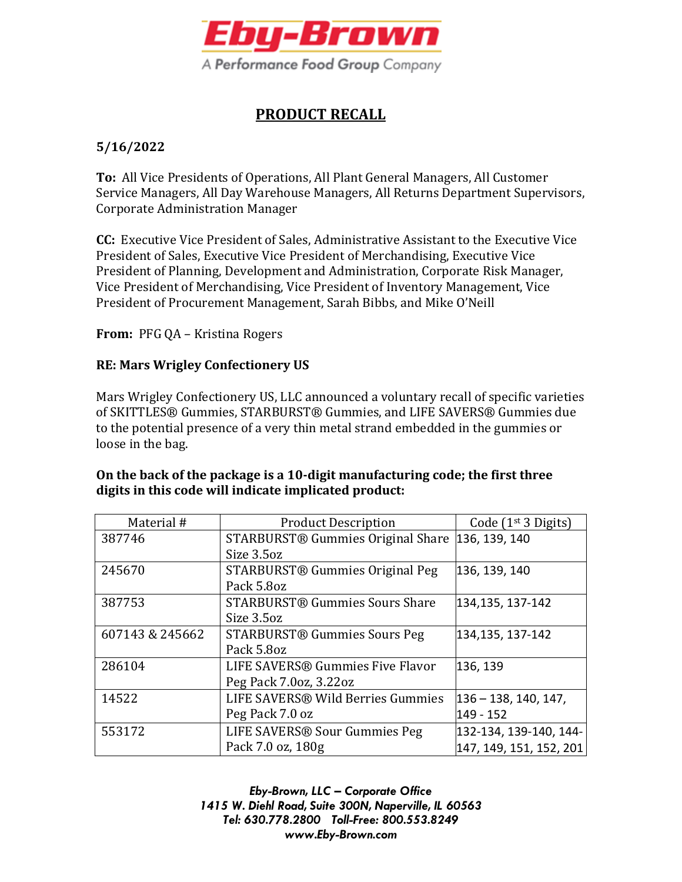**Eby-Brown**
A Performance Food Group Company

# PRODUCT RECALL

**5/16/2022**

**To:** All Vice Presidents of Operations, All Plant General Managers, All Customer Service Managers, All Day Warehouse Managers, All Returns Department Supervisors, Corporate Administration Manager

**CC:** Executive Vice President of Sales, Administrative Assistant to the Executive Vice President of Sales, Executive Vice President of Merchandising, Executive Vice President of Planning, Development and Administration, Corporate Risk Manager, Vice President of Merchandising, Vice President of Inventory Management, Vice President of Procurement Management, Sarah Bibbs, and Mike O'Neill

**From:** PFG QA – Kristina Rogers

**RE: Mars Wrigley Confectionery US**

Mars Wrigley Confectionery US, LLC announced a voluntary recall of specific varieties of SKITTLES® Gummies, STARBURST® Gummies, and LIFE SAVERS® Gummies due to the potential presence of a very thin metal strand embedded in the gummies or loose in the bag.

**On the back of the package is a 10-digit manufacturing code; the first three digits in this code will indicate implicated product:**

| Material # | Product Description | Code (1st 3 Digits) |
|---|---|---|
| 387746 | STARBURST® Gummies Original Share Size 3.5oz | 136, 139, 140 |
| 245670 | STARBURST® Gummies Original Peg Pack 5.8oz | 136, 139, 140 |
| 387753 | STARBURST® Gummies Sours Share Size 3.5oz | 134,135, 137-142 |
| 607143 & 245662 | STARBURST® Gummies Sours Peg Pack 5.8oz | 134,135, 137-142 |
| 286104 | LIFE SAVERS® Gummies Five Flavor Peg Pack 7.0oz, 3.22oz | 136, 139 |
| 14522 | LIFE SAVERS® Wild Berries Gummies Peg Pack 7.0 oz | 136 – 138, 140, 147, 149 - 152 |
| 553172 | LIFE SAVERS® Sour Gummies Peg Pack 7.0 oz, 180g | 132-134, 139-140, 144-147, 149, 151, 152, 201 |

*Eby-Brown, LLC – Corporate Office*
*1415 W. Diehl Road, Suite 300N, Naperville, IL 60563*
*Tel: 630.778.2800 Toll-Free: 800.553.8249*
*www.Eby-Brown.com*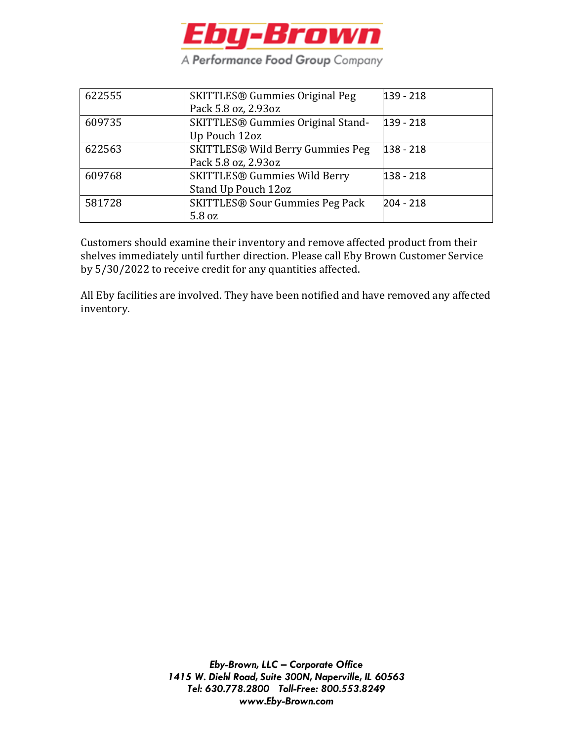| | | |
|---|---|---|
| 622555 | SKITTLES® Gummies Original Peg Pack 5.8 oz, 2.93oz | 139 - 218 |
| 609735 | SKITTLES® Gummies Original Stand-Up Pouch 12oz | 139 - 218 |
| 622563 | SKITTLES® Wild Berry Gummies Peg Pack 5.8 oz, 2.93oz | 138 - 218 |
| 609768 | SKITTLES® Gummies Wild Berry Stand Up Pouch 12oz | 138 - 218 |
| 581728 | SKITTLES® Sour Gummies Peg Pack 5.8 oz | 204 - 218 |

Customers should examine their inventory and remove affected product from their shelves immediately until further direction. Please call Eby Brown Customer Service by 5/30/2022 to receive credit for any quantities affected.

All Eby facilities are involved. They have been notified and have removed any affected inventory.